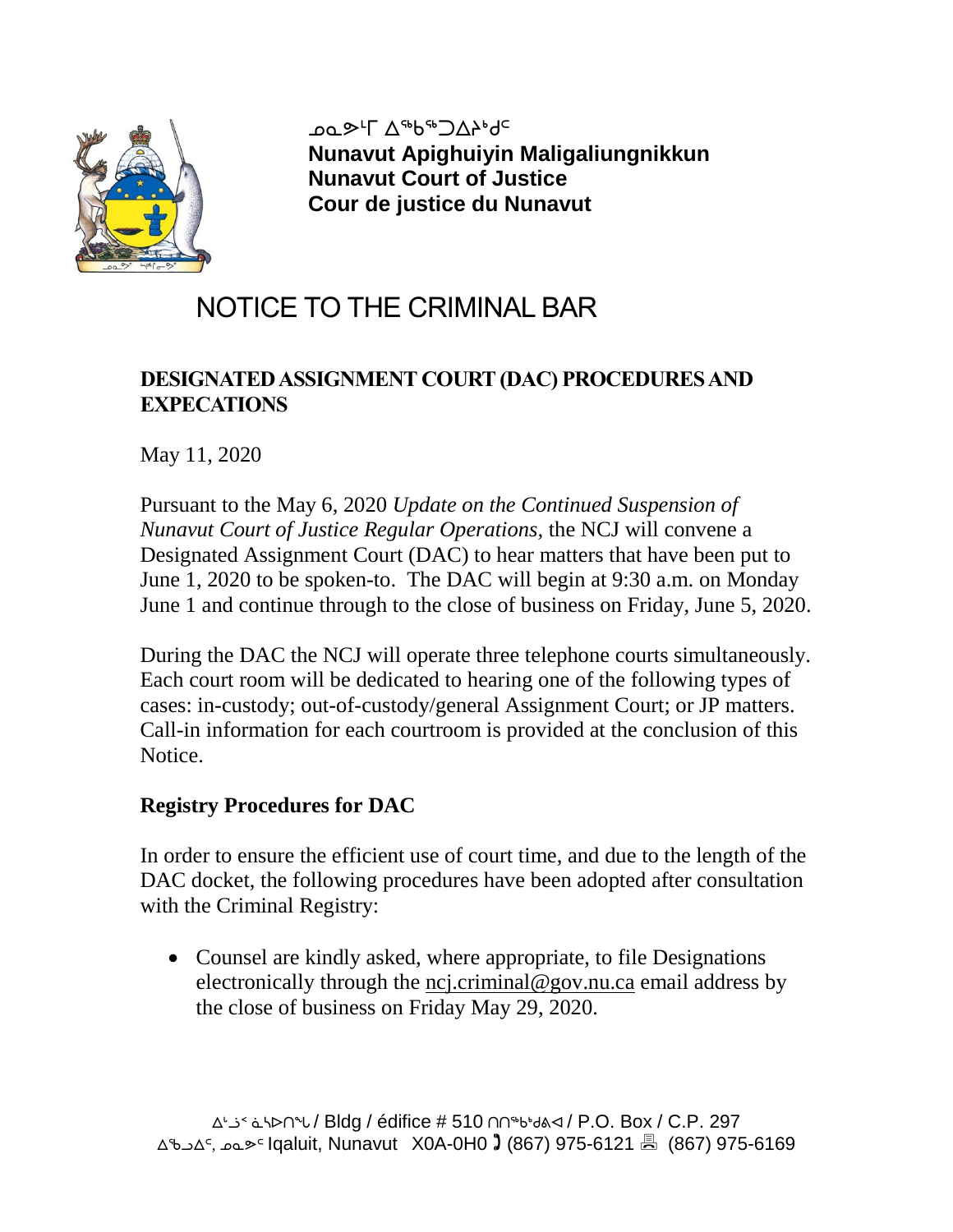ᓄᓇᕗᒻᒥ ᐃᖅᑲᖅᑐᐃᔨᒃᑯᑦ
**Nunavut Apighuiyin Maligaliungnikkun**
**Nunavut Court of Justice**
**Cour de justice du Nunavut**

# NOTICE TO THE CRIMINAL BAR

## DESIGNATED ASSIGNMENT COURT (DAC) PROCEDURES AND EXPECATIONS

May 11, 2020

Pursuant to the May 6, 2020 *Update on the Continued Suspension of Nunavut Court of Justice Regular Operations,* the NCJ will convene a Designated Assignment Court (DAC) to hear matters that have been put to June 1, 2020 to be spoken-to. The DAC will begin at 9:30 a.m. on Monday June 1 and continue through to the close of business on Friday, June 5, 2020.

During the DAC the NCJ will operate three telephone courts simultaneously. Each court room will be dedicated to hearing one of the following types of cases: in-custody; out-of-custody/general Assignment Court; or JP matters. Call-in information for each courtroom is provided at the conclusion of this Notice.

### Registry Procedures for DAC

In order to ensure the efficient use of court time, and due to the length of the DAC docket, the following procedures have been adopted after consultation with the Criminal Registry:

- Counsel are kindly asked, where appropriate, to file Designations electronically through the ncj.criminal@gov.nu.ca email address by the close of business on Friday May 29, 2020.

ᐃᒡᓘᕐ ᓈᓴᐅᑎᖓ / Bldg / édifice # 510 ᑎᑎᖅᑲᒃᑯᕕᐊ / P.O. Box / C.P. 297
ᐃᖃᓗᐃᑦ, ᓄᓇᕗᑦ Iqaluit, Nunavut X0A-0H0 ☎ (867) 975-6121 🖷 (867) 975-6169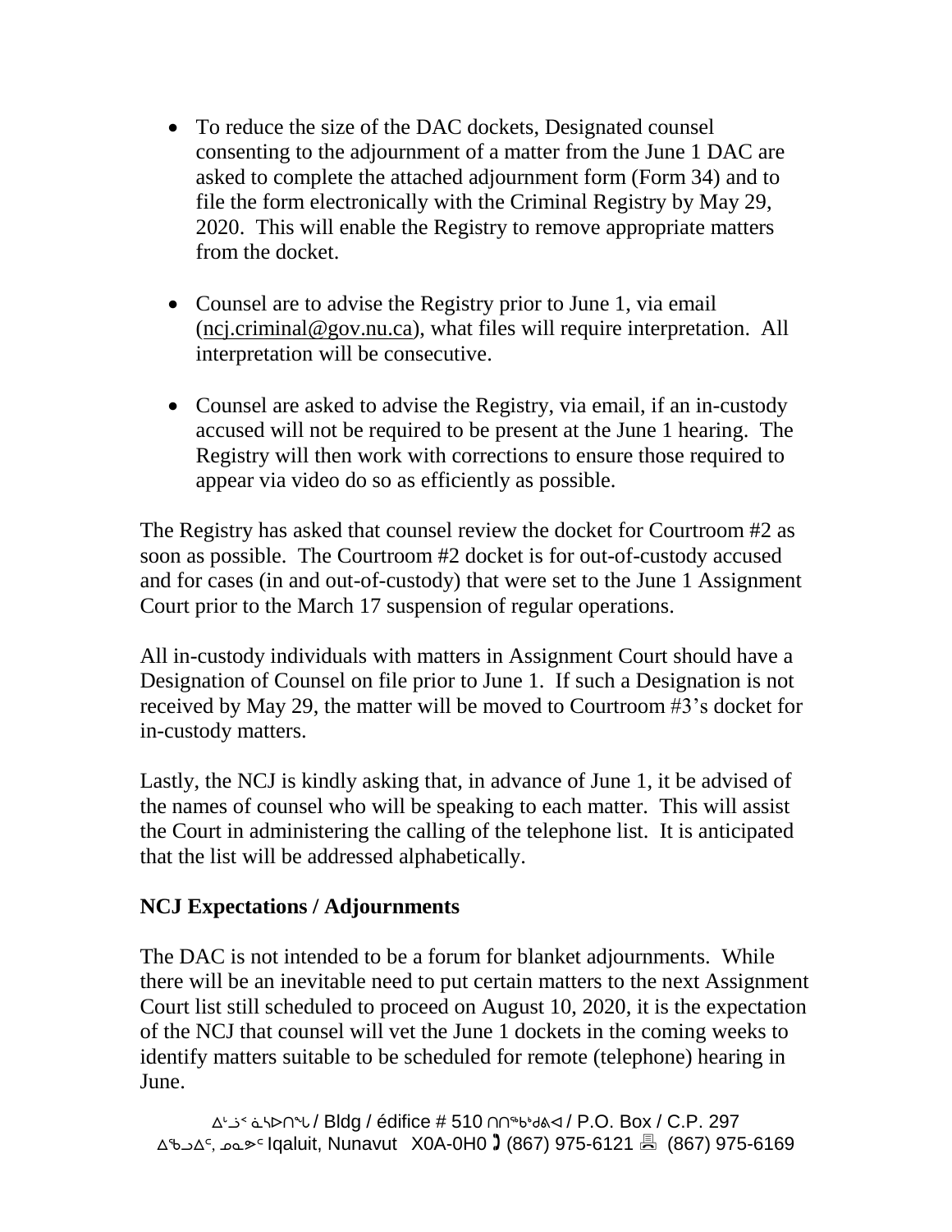- To reduce the size of the DAC dockets, Designated counsel consenting to the adjournment of a matter from the June 1 DAC are asked to complete the attached adjournment form (Form 34) and to file the form electronically with the Criminal Registry by May 29, 2020. This will enable the Registry to remove appropriate matters from the docket.

- Counsel are to advise the Registry prior to June 1, via email (ncj.criminal@gov.nu.ca), what files will require interpretation. All interpretation will be consecutive.

- Counsel are asked to advise the Registry, via email, if an in-custody accused will not be required to be present at the June 1 hearing. The Registry will then work with corrections to ensure those required to appear via video do so as efficiently as possible.

The Registry has asked that counsel review the docket for Courtroom #2 as soon as possible. The Courtroom #2 docket is for out-of-custody accused and for cases (in and out-of-custody) that were set to the June 1 Assignment Court prior to the March 17 suspension of regular operations.

All in-custody individuals with matters in Assignment Court should have a Designation of Counsel on file prior to June 1. If such a Designation is not received by May 29, the matter will be moved to Courtroom #3's docket for in-custody matters.

Lastly, the NCJ is kindly asking that, in advance of June 1, it be advised of the names of counsel who will be speaking to each matter. This will assist the Court in administering the calling of the telephone list. It is anticipated that the list will be addressed alphabetically.

**NCJ Expectations / Adjournments**

The DAC is not intended to be a forum for blanket adjournments. While there will be an inevitable need to put certain matters to the next Assignment Court list still scheduled to proceed on August 10, 2020, it is the expectation of the NCJ that counsel will vet the June 1 dockets in the coming weeks to identify matters suitable to be scheduled for remote (telephone) hearing in June.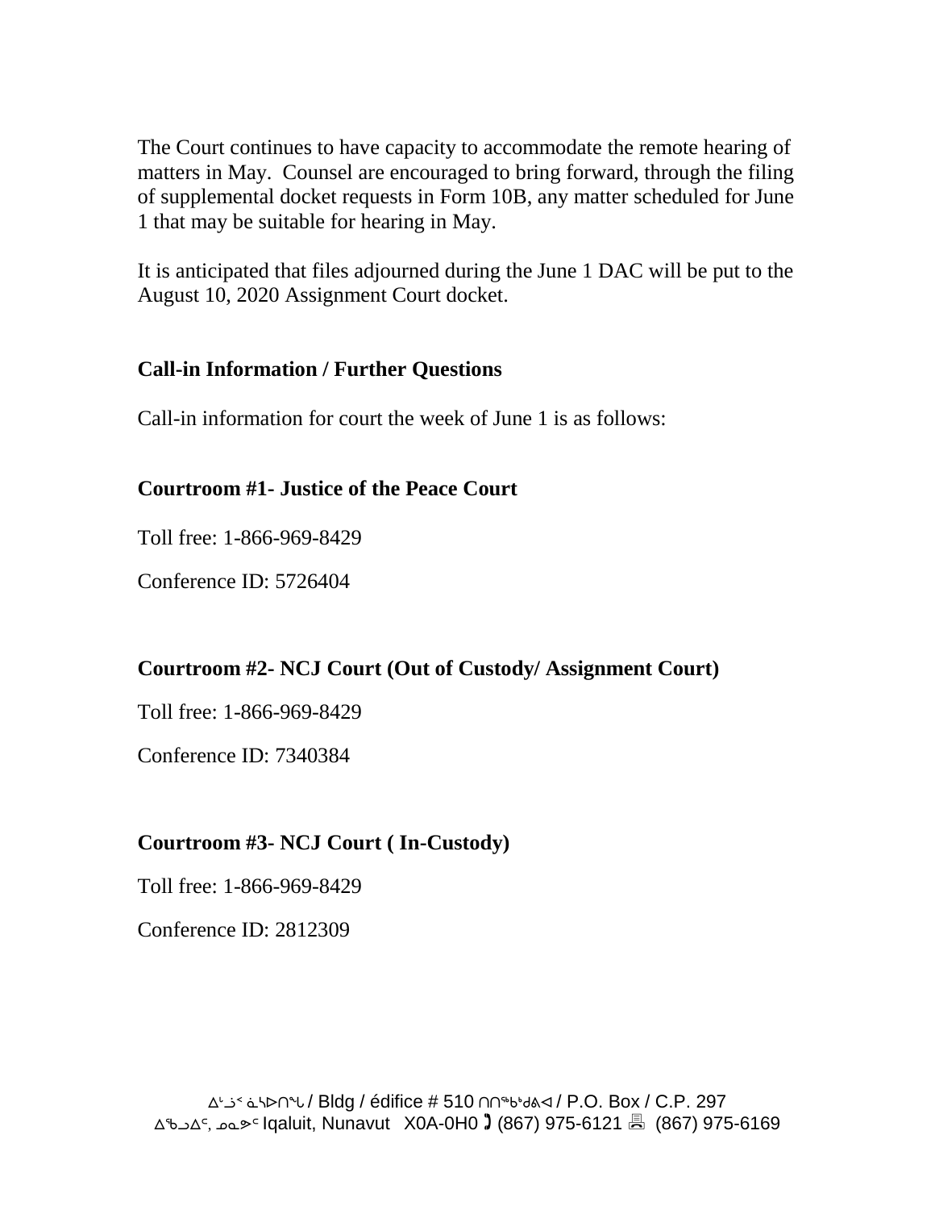The Court continues to have capacity to accommodate the remote hearing of matters in May. Counsel are encouraged to bring forward, through the filing of supplemental docket requests in Form 10B, any matter scheduled for June 1 that may be suitable for hearing in May.

It is anticipated that files adjourned during the June 1 DAC will be put to the August 10, 2020 Assignment Court docket.

**Call-in Information / Further Questions**

Call-in information for court the week of June 1 is as follows:

**Courtroom #1- Justice of the Peace Court**

Toll free: 1-866-969-8429

Conference ID: 5726404

**Courtroom #2- NCJ Court (Out of Custody/ Assignment Court)**

Toll free: 1-866-969-8429

Conference ID: 7340384

**Courtroom #3- NCJ Court ( In-Custody)**

Toll free: 1-866-969-8429

Conference ID: 2812309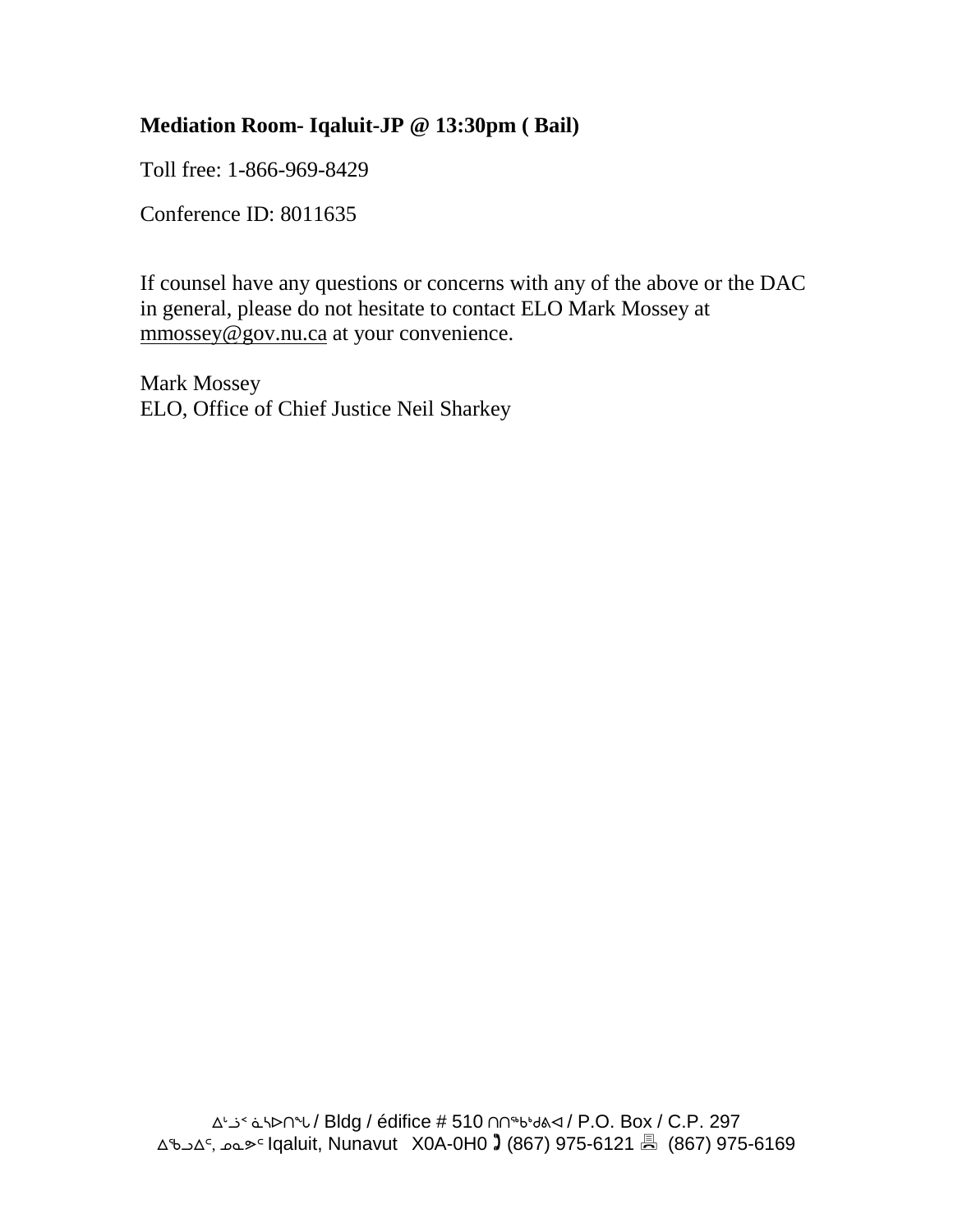**Mediation Room- Iqaluit-JP @ 13:30pm ( Bail)**

Toll free: 1-866-969-8429

Conference ID: 8011635

If counsel have any questions or concerns with any of the above or the DAC in general, please do not hesitate to contact ELO Mark Mossey at mmossey@gov.nu.ca at your convenience.

Mark Mossey
ELO, Office of Chief Justice Neil Sharkey